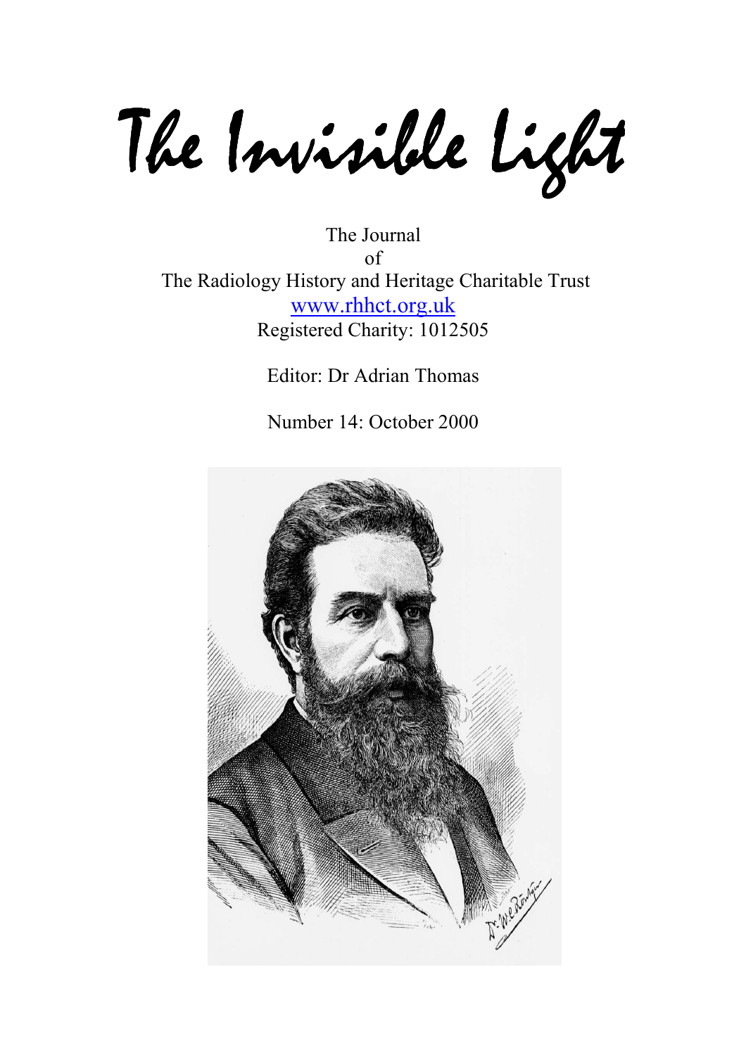# The Invisible Light

The Journal
of
The Radiology History and Heritage Charitable Trust
www.rhhct.org.uk
Registered Charity: 1012505

Editor: Dr Adrian Thomas

Number 14: October 2000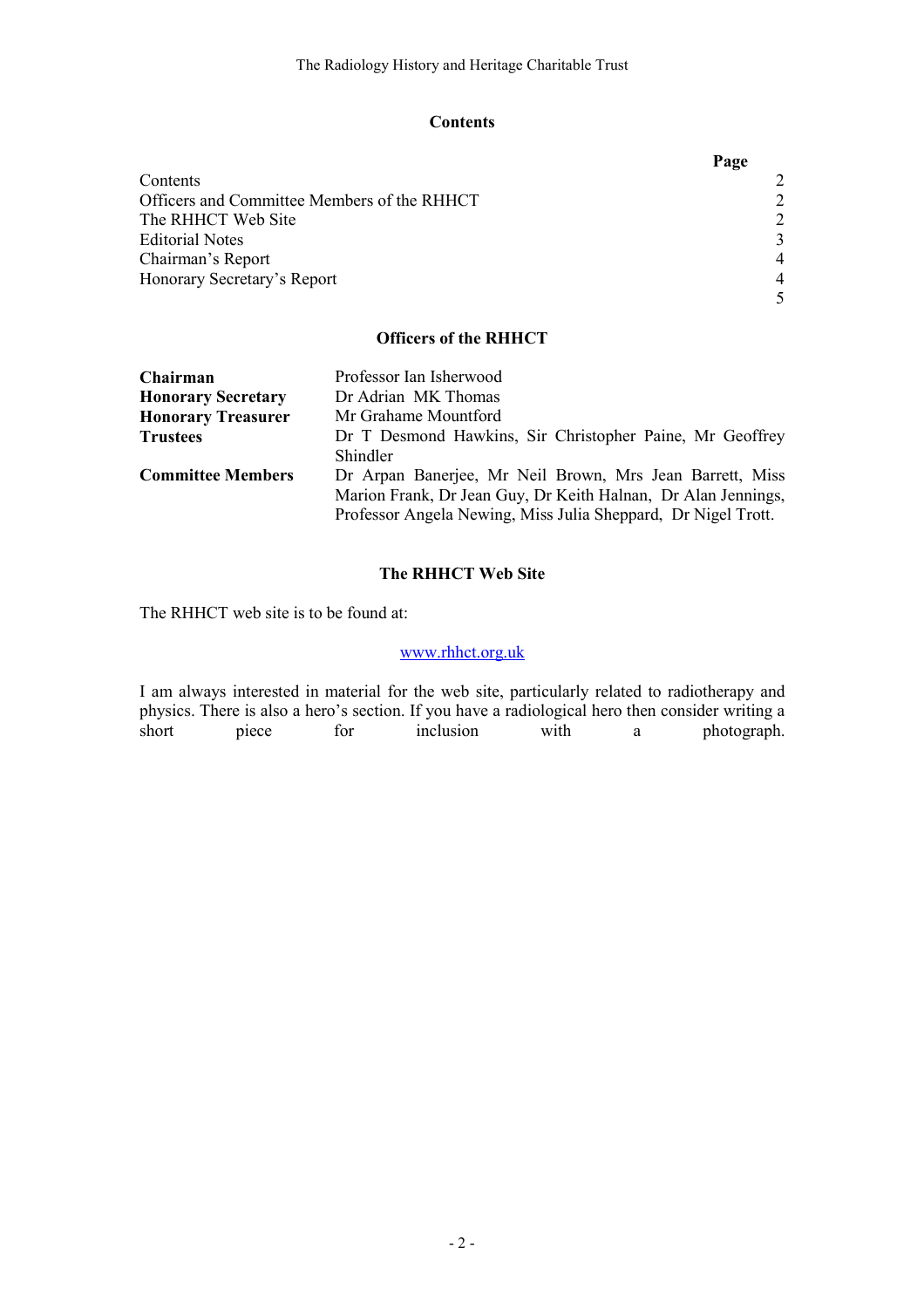## Contents

| | Page |
|---|---|
| Contents | 2 |
| Officers and Committee Members of the RHHCT | 2 |
| The RHHCT Web Site | 2 |
| Editorial Notes | 3 |
| Chairman's Report | 4 |
| Honorary Secretary's Report | 4 |
| | 5 |

## Officers of the RHHCT

| | |
|---|---|
| **Chairman** | Professor Ian Isherwood |
| **Honorary Secretary** | Dr Adrian MK Thomas |
| **Honorary Treasurer** | Mr Grahame Mountford |
| **Trustees** | Dr T Desmond Hawkins, Sir Christopher Paine, Mr Geoffrey Shindler |
| **Committee Members** | Dr Arpan Banerjee, Mr Neil Brown, Mrs Jean Barrett, Miss Marion Frank, Dr Jean Guy, Dr Keith Halnan, Dr Alan Jennings, Professor Angela Newing, Miss Julia Sheppard, Dr Nigel Trott. |

## The RHHCT Web Site

The RHHCT web site is to be found at:

www.rhhct.org.uk

I am always interested in material for the web site, particularly related to radiotherapy and physics. There is also a hero's section. If you have a radiological hero then consider writing a short piece for inclusion with a photograph.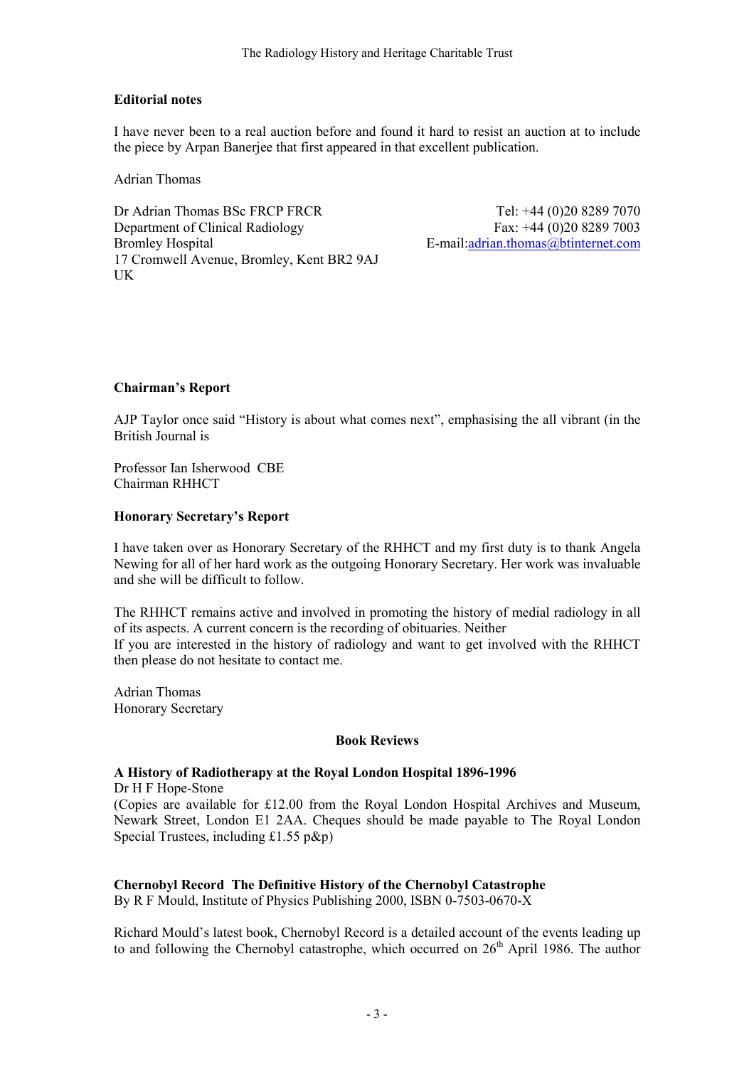### Editorial notes

I have never been to a real auction before and found it hard to resist an auction at to include the piece by Arpan Banerjee that first appeared in that excellent publication.

Adrian Thomas

Dr Adrian Thomas BSc FRCP FRCR
Department of Clinical Radiology
Bromley Hospital
17 Cromwell Avenue, Bromley, Kent BR2 9AJ
UK

Tel: +44 (0)20 8289 7070
Fax: +44 (0)20 8289 7003
E-mail:adrian.thomas@btinternet.com

### Chairman's Report

AJP Taylor once said "History is about what comes next", emphasising the all vibrant (in the British Journal is

Professor Ian Isherwood CBE
Chairman RHHCT

### Honorary Secretary's Report

I have taken over as Honorary Secretary of the RHHCT and my first duty is to thank Angela Newing for all of her hard work as the outgoing Honorary Secretary. Her work was invaluable and she will be difficult to follow.

The RHHCT remains active and involved in promoting the history of medial radiology in all of its aspects. A current concern is the recording of obituaries. Neither
If you are interested in the history of radiology and want to get involved with the RHHCT then please do not hesitate to contact me.

Adrian Thomas
Honorary Secretary

## Book Reviews

**A History of Radiotherapy at the Royal London Hospital 1896-1996**
Dr H F Hope-Stone
(Copies are available for £12.00 from the Royal London Hospital Archives and Museum, Newark Street, London E1 2AA. Cheques should be made payable to The Royal London Special Trustees, including £1.55 p&p)

**Chernobyl Record The Definitive History of the Chernobyl Catastrophe**
By R F Mould, Institute of Physics Publishing 2000, ISBN 0-7503-0670-X

Richard Mould's latest book, Chernobyl Record is a detailed account of the events leading up to and following the Chernobyl catastrophe, which occurred on 26th April 1986. The author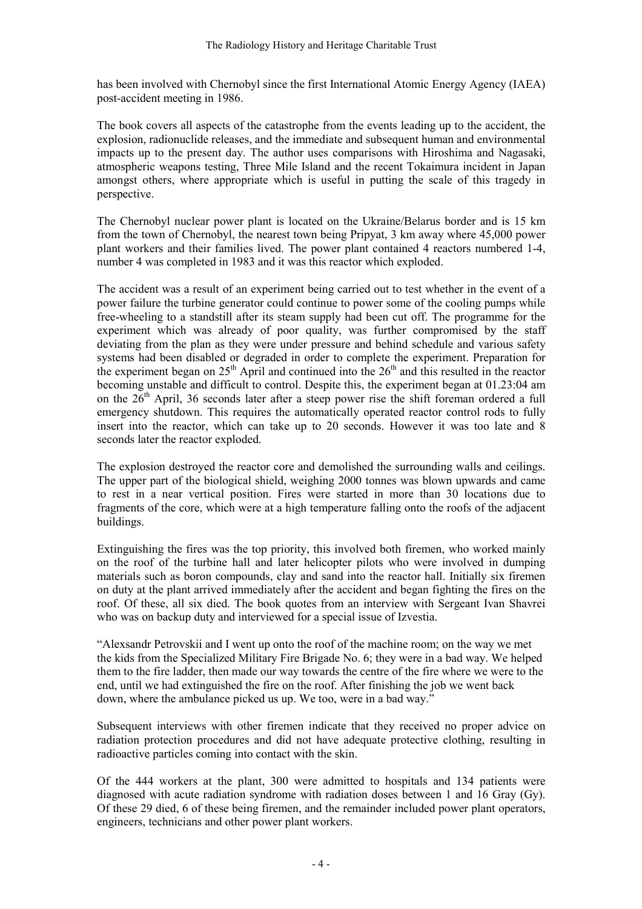has been involved with Chernobyl since the first International Atomic Energy Agency (IAEA) post-accident meeting in 1986.

The book covers all aspects of the catastrophe from the events leading up to the accident, the explosion, radionuclide releases, and the immediate and subsequent human and environmental impacts up to the present day. The author uses comparisons with Hiroshima and Nagasaki, atmospheric weapons testing, Three Mile Island and the recent Tokaimura incident in Japan amongst others, where appropriate which is useful in putting the scale of this tragedy in perspective.

The Chernobyl nuclear power plant is located on the Ukraine/Belarus border and is 15 km from the town of Chernobyl, the nearest town being Pripyat, 3 km away where 45,000 power plant workers and their families lived. The power plant contained 4 reactors numbered 1-4, number 4 was completed in 1983 and it was this reactor which exploded.

The accident was a result of an experiment being carried out to test whether in the event of a power failure the turbine generator could continue to power some of the cooling pumps while free-wheeling to a standstill after its steam supply had been cut off. The programme for the experiment which was already of poor quality, was further compromised by the staff deviating from the plan as they were under pressure and behind schedule and various safety systems had been disabled or degraded in order to complete the experiment. Preparation for the experiment began on 25th April and continued into the 26th and this resulted in the reactor becoming unstable and difficult to control. Despite this, the experiment began at 01.23:04 am on the 26th April, 36 seconds later after a steep power rise the shift foreman ordered a full emergency shutdown. This requires the automatically operated reactor control rods to fully insert into the reactor, which can take up to 20 seconds. However it was too late and 8 seconds later the reactor exploded.

The explosion destroyed the reactor core and demolished the surrounding walls and ceilings. The upper part of the biological shield, weighing 2000 tonnes was blown upwards and came to rest in a near vertical position. Fires were started in more than 30 locations due to fragments of the core, which were at a high temperature falling onto the roofs of the adjacent buildings.

Extinguishing the fires was the top priority, this involved both firemen, who worked mainly on the roof of the turbine hall and later helicopter pilots who were involved in dumping materials such as boron compounds, clay and sand into the reactor hall. Initially six firemen on duty at the plant arrived immediately after the accident and began fighting the fires on the roof. Of these, all six died. The book quotes from an interview with Sergeant Ivan Shavrei who was on backup duty and interviewed for a special issue of Izvestia.

"Alexsandr Petrovskii and I went up onto the roof of the machine room; on the way we met the kids from the Specialized Military Fire Brigade No. 6; they were in a bad way. We helped them to the fire ladder, then made our way towards the centre of the fire where we were to the end, until we had extinguished the fire on the roof. After finishing the job we went back down, where the ambulance picked us up. We too, were in a bad way."

Subsequent interviews with other firemen indicate that they received no proper advice on radiation protection procedures and did not have adequate protective clothing, resulting in radioactive particles coming into contact with the skin.

Of the 444 workers at the plant, 300 were admitted to hospitals and 134 patients were diagnosed with acute radiation syndrome with radiation doses between 1 and 16 Gray (Gy). Of these 29 died, 6 of these being firemen, and the remainder included power plant operators, engineers, technicians and other power plant workers.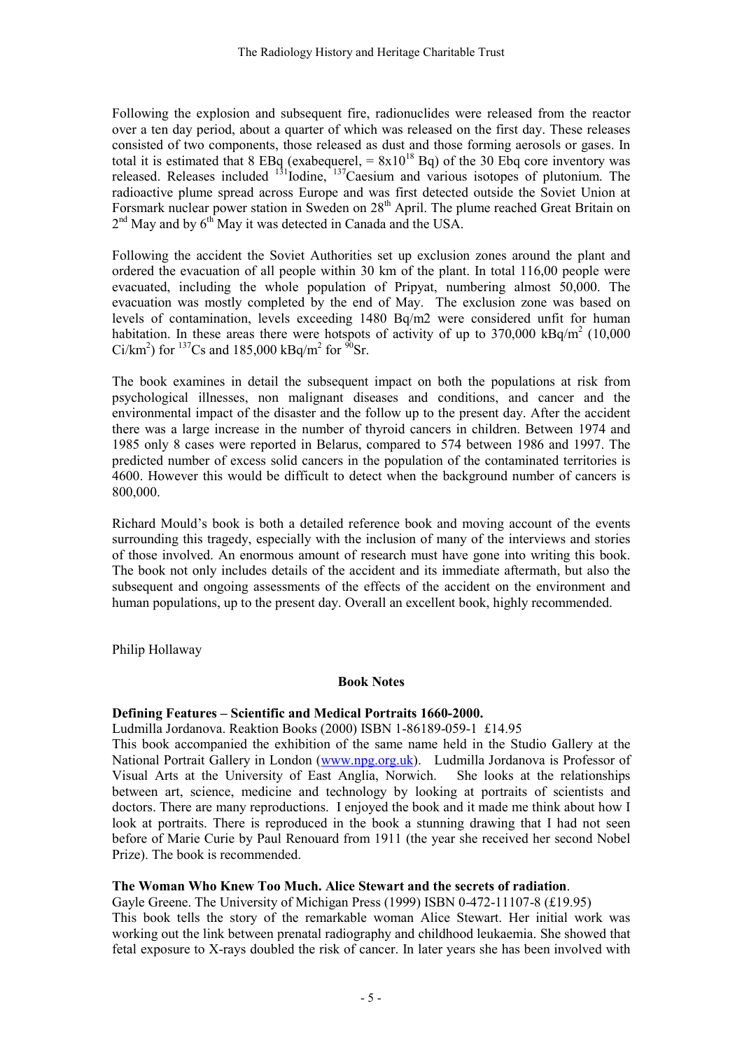Following the explosion and subsequent fire, radionuclides were released from the reactor over a ten day period, about a quarter of which was released on the first day. These releases consisted of two components, those released as dust and those forming aerosols or gases. In total it is estimated that 8 EBq (exabequerel, = $8x10^{18}$ Bq) of the 30 Ebq core inventory was released. Releases included $^{131}$Iodine, $^{137}$Caesium and various isotopes of plutonium. The radioactive plume spread across Europe and was first detected outside the Soviet Union at Forsmark nuclear power station in Sweden on 28th April. The plume reached Great Britain on 2nd May and by 6th May it was detected in Canada and the USA.

Following the accident the Soviet Authorities set up exclusion zones around the plant and ordered the evacuation of all people within 30 km of the plant. In total 116,00 people were evacuated, including the whole population of Pripyat, numbering almost 50,000. The evacuation was mostly completed by the end of May. The exclusion zone was based on levels of contamination, levels exceeding 1480 Bq/m2 were considered unfit for human habitation. In these areas there were hotspots of activity of up to 370,000 kBq/$m^2$ (10,000 Ci/$km^2$) for $^{137}$Cs and 185,000 kBq/$m^2$ for $^{90}$Sr.

The book examines in detail the subsequent impact on both the populations at risk from psychological illnesses, non malignant diseases and conditions, and cancer and the environmental impact of the disaster and the follow up to the present day. After the accident there was a large increase in the number of thyroid cancers in children. Between 1974 and 1985 only 8 cases were reported in Belarus, compared to 574 between 1986 and 1997. The predicted number of excess solid cancers in the population of the contaminated territories is 4600. However this would be difficult to detect when the background number of cancers is 800,000.

Richard Mould's book is both a detailed reference book and moving account of the events surrounding this tragedy, especially with the inclusion of many of the interviews and stories of those involved. An enormous amount of research must have gone into writing this book. The book not only includes details of the accident and its immediate aftermath, but also the subsequent and ongoing assessments of the effects of the accident on the environment and human populations, up to the present day. Overall an excellent book, highly recommended.

Philip Hollaway

## Book Notes

**Defining Features – Scientific and Medical Portraits 1660-2000.**
Ludmilla Jordanova. Reaktion Books (2000) ISBN 1-86189-059-1 £14.95
This book accompanied the exhibition of the same name held in the Studio Gallery at the National Portrait Gallery in London (www.npg.org.uk). Ludmilla Jordanova is Professor of Visual Arts at the University of East Anglia, Norwich. She looks at the relationships between art, science, medicine and technology by looking at portraits of scientists and doctors. There are many reproductions. I enjoyed the book and it made me think about how I look at portraits. There is reproduced in the book a stunning drawing that I had not seen before of Marie Curie by Paul Renouard from 1911 (the year she received her second Nobel Prize). The book is recommended.

**The Woman Who Knew Too Much. Alice Stewart and the secrets of radiation**.
Gayle Greene. The University of Michigan Press (1999) ISBN 0-472-11107-8 (£19.95)
This book tells the story of the remarkable woman Alice Stewart. Her initial work was working out the link between prenatal radiography and childhood leukaemia. She showed that fetal exposure to X-rays doubled the risk of cancer. In later years she has been involved with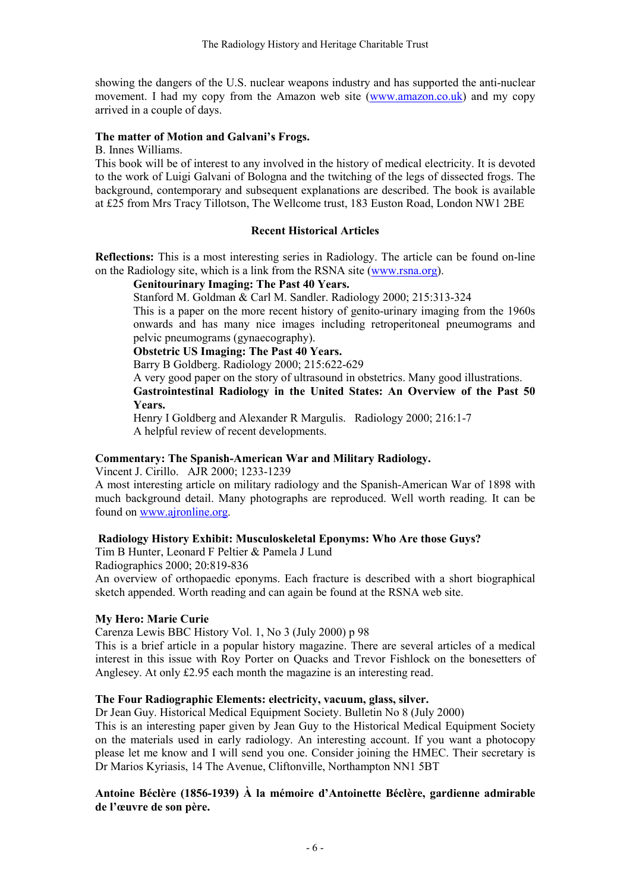showing the dangers of the U.S. nuclear weapons industry and has supported the anti-nuclear movement. I had my copy from the Amazon web site (www.amazon.co.uk) and my copy arrived in a couple of days.

**The matter of Motion and Galvani's Frogs.**
B. Innes Williams.
This book will be of interest to any involved in the history of medical electricity. It is devoted to the work of Luigi Galvani of Bologna and the twitching of the legs of dissected frogs. The background, contemporary and subsequent explanations are described. The book is available at £25 from Mrs Tracy Tillotson, The Wellcome trust, 183 Euston Road, London NW1 2BE

## Recent Historical Articles

**Reflections:** This is a most interesting series in Radiology. The article can be found on-line on the Radiology site, which is a link from the RSNA site (www.rsna.org).

> **Genitourinary Imaging: The Past 40 Years.**
> Stanford M. Goldman & Carl M. Sandler. Radiology 2000; 215:313-324
> This is a paper on the more recent history of genito-urinary imaging from the 1960s onwards and has many nice images including retroperitoneal pneumograms and pelvic pneumograms (gynaecography).
>
> **Obstetric US Imaging: The Past 40 Years.**
> Barry B Goldberg. Radiology 2000; 215:622-629
> A very good paper on the story of ultrasound in obstetrics. Many good illustrations.
>
> **Gastrointestinal Radiology in the United States: An Overview of the Past 50 Years.**
> Henry I Goldberg and Alexander R Margulis. Radiology 2000; 216:1-7
> A helpful review of recent developments.

**Commentary: The Spanish-American War and Military Radiology.**
Vincent J. Cirillo. AJR 2000; 1233-1239
A most interesting article on military radiology and the Spanish-American War of 1898 with much background detail. Many photographs are reproduced. Well worth reading. It can be found on www.ajronline.org.

**Radiology History Exhibit: Musculoskeletal Eponyms: Who Are those Guys?**
Tim B Hunter, Leonard F Peltier & Pamela J Lund
Radiographics 2000; 20:819-836
An overview of orthopaedic eponyms. Each fracture is described with a short biographical sketch appended. Worth reading and can again be found at the RSNA web site.

**My Hero: Marie Curie**
Carenza Lewis BBC History Vol. 1, No 3 (July 2000) p 98
This is a brief article in a popular history magazine. There are several articles of a medical interest in this issue with Roy Porter on Quacks and Trevor Fishlock on the bonesetters of Anglesey. At only £2.95 each month the magazine is an interesting read.

**The Four Radiographic Elements: electricity, vacuum, glass, silver.**
Dr Jean Guy. Historical Medical Equipment Society. Bulletin No 8 (July 2000)
This is an interesting paper given by Jean Guy to the Historical Medical Equipment Society on the materials used in early radiology. An interesting account. If you want a photocopy please let me know and I will send you one. Consider joining the HMEC. Their secretary is Dr Marios Kyriasis, 14 The Avenue, Cliftonville, Northampton NN1 5BT

**Antoine Béclère (1856-1939) À la mémoire d'Antoinette Béclère, gardienne admirable de l'œuvre de son père.**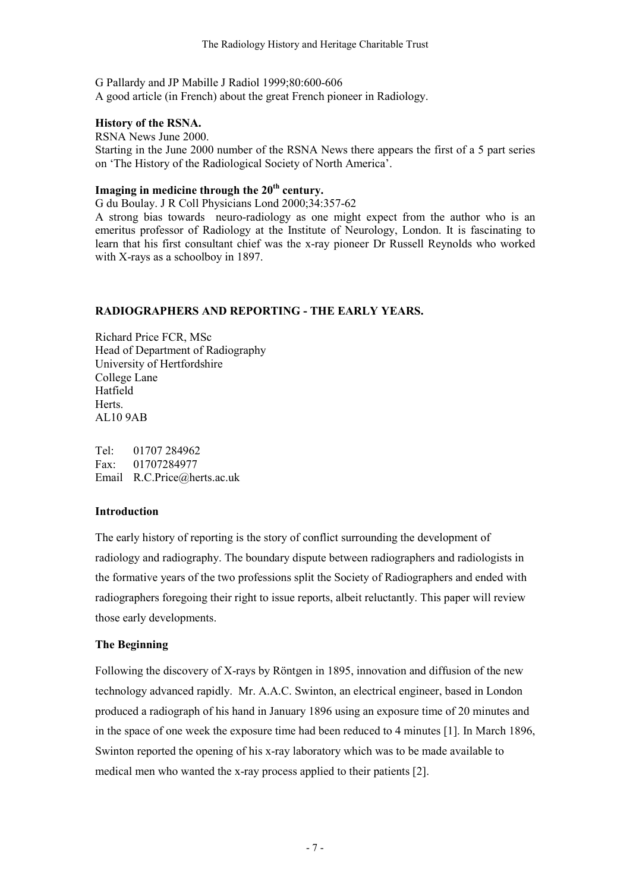G Pallardy and JP Mabille J Radiol 1999;80:600-606
A good article (in French) about the great French pioneer in Radiology.

**History of the RSNA.**

RSNA News June 2000.
Starting in the June 2000 number of the RSNA News there appears the first of a 5 part series on 'The History of the Radiological Society of North America'.

**Imaging in medicine through the 20th century.**

G du Boulay. J R Coll Physicians Lond 2000;34:357-62
A strong bias towards neuro-radiology as one might expect from the author who is an emeritus professor of Radiology at the Institute of Neurology, London. It is fascinating to learn that his first consultant chief was the x-ray pioneer Dr Russell Reynolds who worked with X-rays as a schoolboy in 1897.

## RADIOGRAPHERS AND REPORTING - THE EARLY YEARS.

Richard Price FCR, MSc
Head of Department of Radiography
University of Hertfordshire
College Lane
Hatfield
Herts.
AL10 9AB

Tel: 01707 284962
Fax: 01707284977
Email R.C.Price@herts.ac.uk

### Introduction

The early history of reporting is the story of conflict surrounding the development of radiology and radiography. The boundary dispute between radiographers and radiologists in the formative years of the two professions split the Society of Radiographers and ended with radiographers foregoing their right to issue reports, albeit reluctantly. This paper will review those early developments.

### The Beginning

Following the discovery of X-rays by Röntgen in 1895, innovation and diffusion of the new technology advanced rapidly. Mr. A.A.C. Swinton, an electrical engineer, based in London produced a radiograph of his hand in January 1896 using an exposure time of 20 minutes and in the space of one week the exposure time had been reduced to 4 minutes [1]. In March 1896, Swinton reported the opening of his x-ray laboratory which was to be made available to medical men who wanted the x-ray process applied to their patients [2].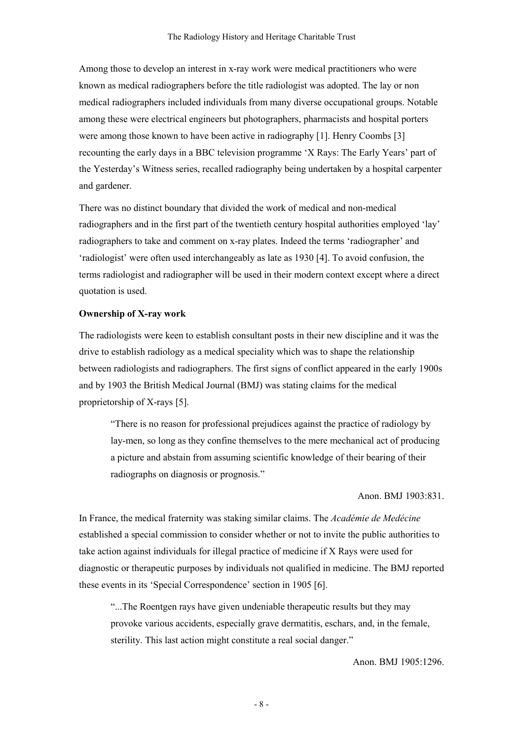Among those to develop an interest in x-ray work were medical practitioners who were known as medical radiographers before the title radiologist was adopted. The lay or non medical radiographers included individuals from many diverse occupational groups. Notable among these were electrical engineers but photographers, pharmacists and hospital porters were among those known to have been active in radiography [1]. Henry Coombs [3] recounting the early days in a BBC television programme 'X Rays: The Early Years' part of the Yesterday's Witness series, recalled radiography being undertaken by a hospital carpenter and gardener.

There was no distinct boundary that divided the work of medical and non-medical radiographers and in the first part of the twentieth century hospital authorities employed 'lay' radiographers to take and comment on x-ray plates. Indeed the terms 'radiographer' and 'radiologist' were often used interchangeably as late as 1930 [4]. To avoid confusion, the terms radiologist and radiographer will be used in their modern context except where a direct quotation is used.

**Ownership of X-ray work**

The radiologists were keen to establish consultant posts in their new discipline and it was the drive to establish radiology as a medical speciality which was to shape the relationship between radiologists and radiographers. The first signs of conflict appeared in the early 1900s and by 1903 the British Medical Journal (BMJ) was stating claims for the medical proprietorship of X-rays [5].

> "There is no reason for professional prejudices against the practice of radiology by lay-men, so long as they confine themselves to the mere mechanical act of producing a picture and abstain from assuming scientific knowledge of their bearing of their radiographs on diagnosis or prognosis."
>
> Anon. BMJ 1903:831.

In France, the medical fraternity was staking similar claims. The *Académie de Medécine* established a special commission to consider whether or not to invite the public authorities to take action against individuals for illegal practice of medicine if X Rays were used for diagnostic or therapeutic purposes by individuals not qualified in medicine. The BMJ reported these events in its 'Special Correspondence' section in 1905 [6].

> "...The Roentgen rays have given undeniable therapeutic results but they may provoke various accidents, especially grave dermatitis, eschars, and, in the female, sterility. This last action might constitute a real social danger."
>
> Anon. BMJ 1905:1296.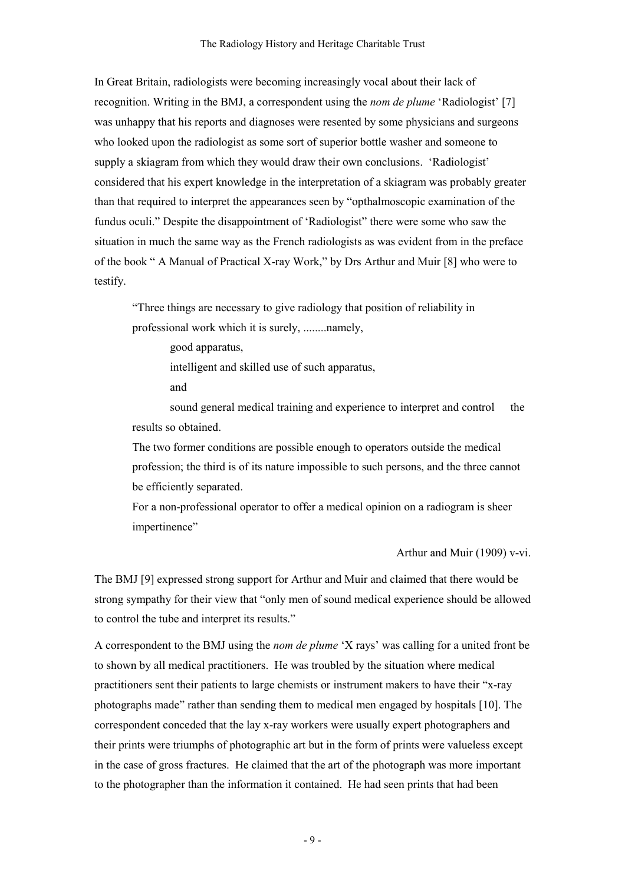In Great Britain, radiologists were becoming increasingly vocal about their lack of recognition. Writing in the BMJ, a correspondent using the *nom de plume* 'Radiologist' [7] was unhappy that his reports and diagnoses were resented by some physicians and surgeons who looked upon the radiologist as some sort of superior bottle washer and someone to supply a skiagram from which they would draw their own conclusions. 'Radiologist' considered that his expert knowledge in the interpretation of a skiagram was probably greater than that required to interpret the appearances seen by "opthalmoscopic examination of the fundus oculi." Despite the disappointment of 'Radiologist" there were some who saw the situation in much the same way as the French radiologists as was evident from in the preface of the book " A Manual of Practical X-ray Work," by Drs Arthur and Muir [8] who were to testify.

> "Three things are necessary to give radiology that position of reliability in professional work which it is surely, ........namely,
>
> good apparatus,
>
> intelligent and skilled use of such apparatus,
>
> and
>
> sound general medical training and experience to interpret and control the results so obtained.
>
> The two former conditions are possible enough to operators outside the medical profession; the third is of its nature impossible to such persons, and the three cannot be efficiently separated.
>
> For a non-professional operator to offer a medical opinion on a radiogram is sheer impertinence"
>
> Arthur and Muir (1909) v-vi.

The BMJ [9] expressed strong support for Arthur and Muir and claimed that there would be strong sympathy for their view that "only men of sound medical experience should be allowed to control the tube and interpret its results."

A correspondent to the BMJ using the *nom de plume* 'X rays' was calling for a united front be to shown by all medical practitioners. He was troubled by the situation where medical practitioners sent their patients to large chemists or instrument makers to have their "x-ray photographs made" rather than sending them to medical men engaged by hospitals [10]. The correspondent conceded that the lay x-ray workers were usually expert photographers and their prints were triumphs of photographic art but in the form of prints were valueless except in the case of gross fractures. He claimed that the art of the photograph was more important to the photographer than the information it contained. He had seen prints that had been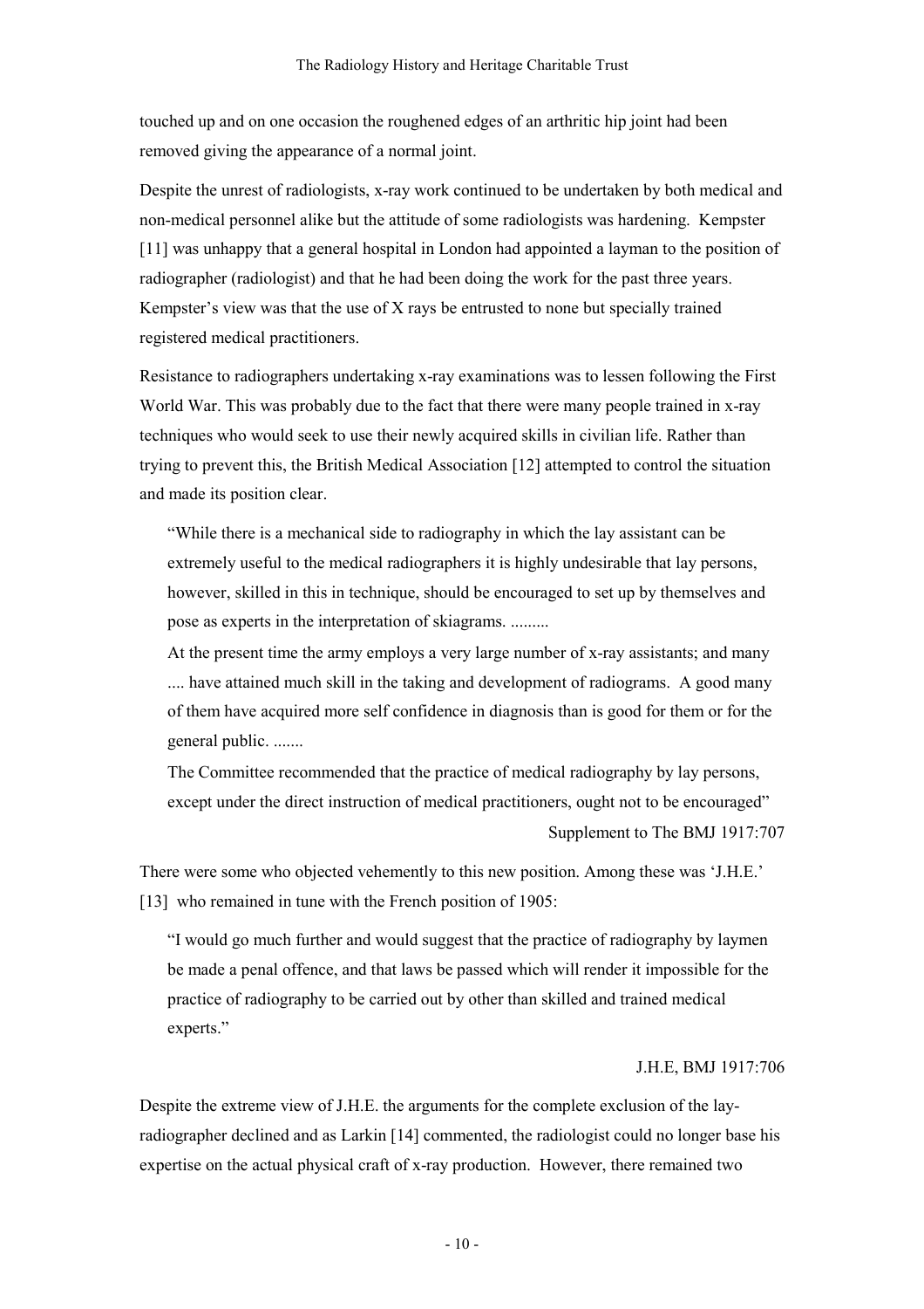touched up and on one occasion the roughened edges of an arthritic hip joint had been removed giving the appearance of a normal joint.

Despite the unrest of radiologists, x-ray work continued to be undertaken by both medical and non-medical personnel alike but the attitude of some radiologists was hardening. Kempster [11] was unhappy that a general hospital in London had appointed a layman to the position of radiographer (radiologist) and that he had been doing the work for the past three years. Kempster's view was that the use of X rays be entrusted to none but specially trained registered medical practitioners.

Resistance to radiographers undertaking x-ray examinations was to lessen following the First World War. This was probably due to the fact that there were many people trained in x-ray techniques who would seek to use their newly acquired skills in civilian life. Rather than trying to prevent this, the British Medical Association [12] attempted to control the situation and made its position clear.

> "While there is a mechanical side to radiography in which the lay assistant can be extremely useful to the medical radiographers it is highly undesirable that lay persons, however, skilled in this in technique, should be encouraged to set up by themselves and pose as experts in the interpretation of skiagrams. .........
>
> At the present time the army employs a very large number of x-ray assistants; and many .... have attained much skill in the taking and development of radiograms. A good many of them have acquired more self confidence in diagnosis than is good for them or for the general public. .......
>
> The Committee recommended that the practice of medical radiography by lay persons, except under the direct instruction of medical practitioners, ought not to be encouraged"
>
> Supplement to The BMJ 1917:707

There were some who objected vehemently to this new position. Among these was 'J.H.E.' [13] who remained in tune with the French position of 1905:

> "I would go much further and would suggest that the practice of radiography by laymen be made a penal offence, and that laws be passed which will render it impossible for the practice of radiography to be carried out by other than skilled and trained medical experts."
>
> J.H.E, BMJ 1917:706

Despite the extreme view of J.H.E. the arguments for the complete exclusion of the lay-radiographer declined and as Larkin [14] commented, the radiologist could no longer base his expertise on the actual physical craft of x-ray production. However, there remained two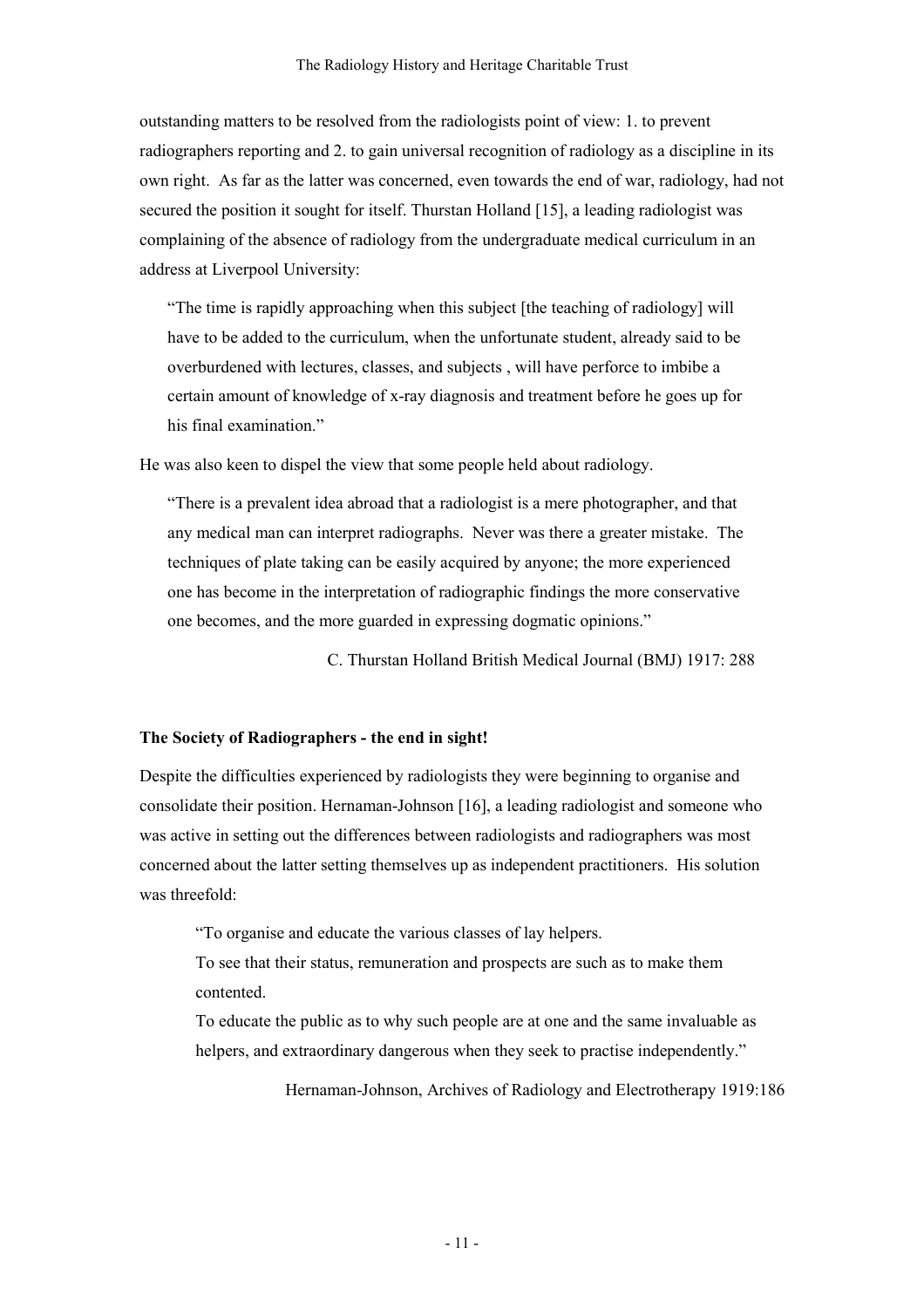outstanding matters to be resolved from the radiologists point of view: 1. to prevent radiographers reporting and 2. to gain universal recognition of radiology as a discipline in its own right. As far as the latter was concerned, even towards the end of war, radiology, had not secured the position it sought for itself. Thurstan Holland [15], a leading radiologist was complaining of the absence of radiology from the undergraduate medical curriculum in an address at Liverpool University:

> "The time is rapidly approaching when this subject [the teaching of radiology] will have to be added to the curriculum, when the unfortunate student, already said to be overburdened with lectures, classes, and subjects , will have perforce to imbibe a certain amount of knowledge of x-ray diagnosis and treatment before he goes up for his final examination."

He was also keen to dispel the view that some people held about radiology.

> "There is a prevalent idea abroad that a radiologist is a mere photographer, and that any medical man can interpret radiographs. Never was there a greater mistake. The techniques of plate taking can be easily acquired by anyone; the more experienced one has become in the interpretation of radiographic findings the more conservative one becomes, and the more guarded in expressing dogmatic opinions."
>
> C. Thurstan Holland British Medical Journal (BMJ) 1917: 288

**The Society of Radiographers - the end in sight!**

Despite the difficulties experienced by radiologists they were beginning to organise and consolidate their position. Hernaman-Johnson [16], a leading radiologist and someone who was active in setting out the differences between radiologists and radiographers was most concerned about the latter setting themselves up as independent practitioners. His solution was threefold:

> "To organise and educate the various classes of lay helpers.
>
> To see that their status, remuneration and prospects are such as to make them contented.
>
> To educate the public as to why such people are at one and the same invaluable as helpers, and extraordinary dangerous when they seek to practise independently."
>
> Hernaman-Johnson, Archives of Radiology and Electrotherapy 1919:186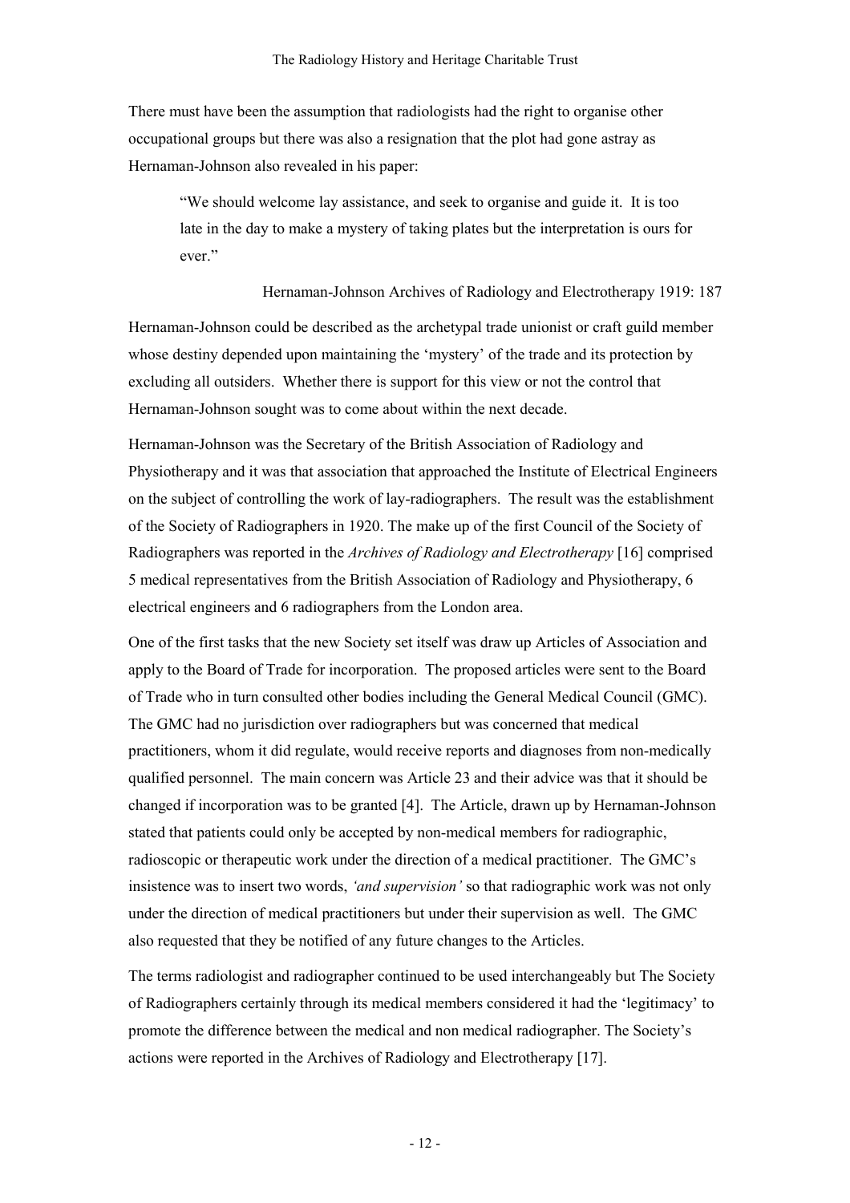There must have been the assumption that radiologists had the right to organise other occupational groups but there was also a resignation that the plot had gone astray as Hernaman-Johnson also revealed in his paper:

> "We should welcome lay assistance, and seek to organise and guide it. It is too late in the day to make a mystery of taking plates but the interpretation is ours for ever."
>
> Hernaman-Johnson Archives of Radiology and Electrotherapy 1919: 187

Hernaman-Johnson could be described as the archetypal trade unionist or craft guild member whose destiny depended upon maintaining the 'mystery' of the trade and its protection by excluding all outsiders. Whether there is support for this view or not the control that Hernaman-Johnson sought was to come about within the next decade.

Hernaman-Johnson was the Secretary of the British Association of Radiology and Physiotherapy and it was that association that approached the Institute of Electrical Engineers on the subject of controlling the work of lay-radiographers. The result was the establishment of the Society of Radiographers in 1920. The make up of the first Council of the Society of Radiographers was reported in the *Archives of Radiology and Electrotherapy* [16] comprised 5 medical representatives from the British Association of Radiology and Physiotherapy, 6 electrical engineers and 6 radiographers from the London area.

One of the first tasks that the new Society set itself was draw up Articles of Association and apply to the Board of Trade for incorporation. The proposed articles were sent to the Board of Trade who in turn consulted other bodies including the General Medical Council (GMC). The GMC had no jurisdiction over radiographers but was concerned that medical practitioners, whom it did regulate, would receive reports and diagnoses from non-medically qualified personnel. The main concern was Article 23 and their advice was that it should be changed if incorporation was to be granted [4]. The Article, drawn up by Hernaman-Johnson stated that patients could only be accepted by non-medical members for radiographic, radioscopic or therapeutic work under the direction of a medical practitioner. The GMC's insistence was to insert two words, *'and supervision'* so that radiographic work was not only under the direction of medical practitioners but under their supervision as well. The GMC also requested that they be notified of any future changes to the Articles.

The terms radiologist and radiographer continued to be used interchangeably but The Society of Radiographers certainly through its medical members considered it had the 'legitimacy' to promote the difference between the medical and non medical radiographer. The Society's actions were reported in the Archives of Radiology and Electrotherapy [17].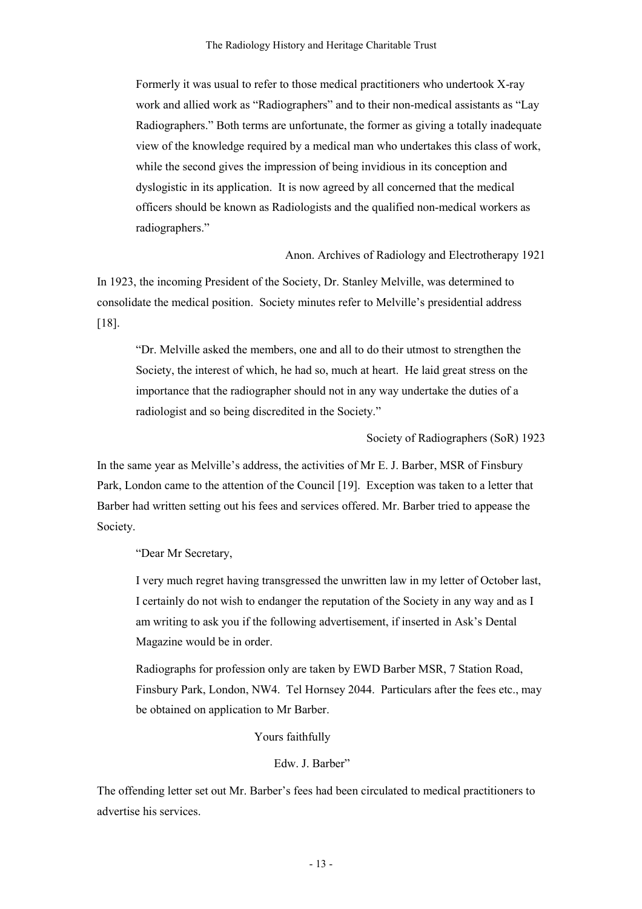> Formerly it was usual to refer to those medical practitioners who undertook X-ray work and allied work as "Radiographers" and to their non-medical assistants as "Lay Radiographers." Both terms are unfortunate, the former as giving a totally inadequate view of the knowledge required by a medical man who undertakes this class of work, while the second gives the impression of being invidious in its conception and dyslogistic in its application. It is now agreed by all concerned that the medical officers should be known as Radiologists and the qualified non-medical workers as radiographers."
>
> Anon. Archives of Radiology and Electrotherapy 1921

In 1923, the incoming President of the Society, Dr. Stanley Melville, was determined to consolidate the medical position. Society minutes refer to Melville's presidential address [18].

> "Dr. Melville asked the members, one and all to do their utmost to strengthen the Society, the interest of which, he had so, much at heart. He laid great stress on the importance that the radiographer should not in any way undertake the duties of a radiologist and so being discredited in the Society."
>
> Society of Radiographers (SoR) 1923

In the same year as Melville's address, the activities of Mr E. J. Barber, MSR of Finsbury Park, London came to the attention of the Council [19]. Exception was taken to a letter that Barber had written setting out his fees and services offered. Mr. Barber tried to appease the Society.

> "Dear Mr Secretary,
>
> I very much regret having transgressed the unwritten law in my letter of October last, I certainly do not wish to endanger the reputation of the Society in any way and as I am writing to ask you if the following advertisement, if inserted in Ask's Dental Magazine would be in order.
>
> Radiographs for profession only are taken by EWD Barber MSR, 7 Station Road, Finsbury Park, London, NW4. Tel Hornsey 2044. Particulars after the fees etc., may be obtained on application to Mr Barber.
>
> Yours faithfully
>
> Edw. J. Barber"

The offending letter set out Mr. Barber's fees had been circulated to medical practitioners to advertise his services.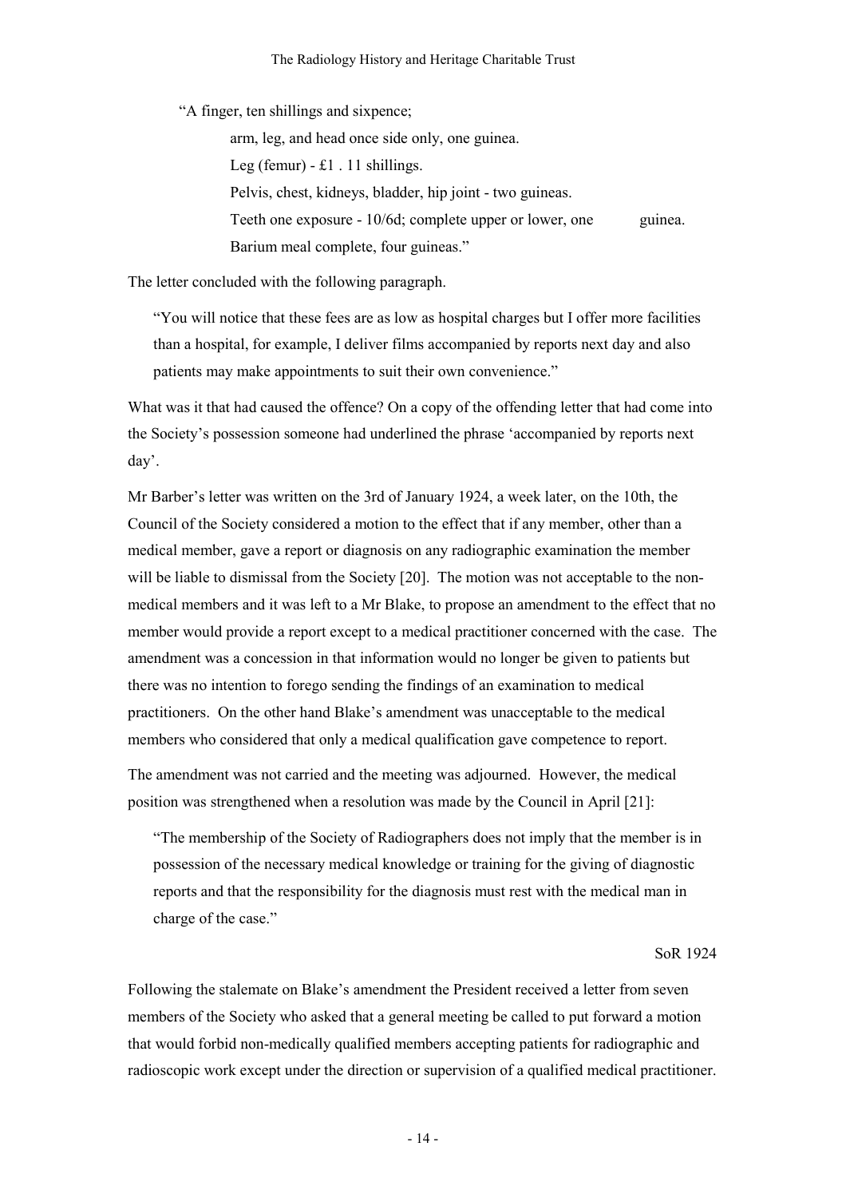"A finger, ten shillings and sixpence;

arm, leg, and head once side only, one guinea.
Leg (femur) - £1 . 11 shillings.
Pelvis, chest, kidneys, bladder, hip joint - two guineas.
Teeth one exposure - 10/6d; complete upper or lower, one guinea.
Barium meal complete, four guineas."

The letter concluded with the following paragraph.

> "You will notice that these fees are as low as hospital charges but I offer more facilities than a hospital, for example, I deliver films accompanied by reports next day and also patients may make appointments to suit their own convenience."

What was it that had caused the offence? On a copy of the offending letter that had come into the Society's possession someone had underlined the phrase 'accompanied by reports next day'.

Mr Barber's letter was written on the 3rd of January 1924, a week later, on the 10th, the Council of the Society considered a motion to the effect that if any member, other than a medical member, gave a report or diagnosis on any radiographic examination the member will be liable to dismissal from the Society [20]. The motion was not acceptable to the non-medical members and it was left to a Mr Blake, to propose an amendment to the effect that no member would provide a report except to a medical practitioner concerned with the case. The amendment was a concession in that information would no longer be given to patients but there was no intention to forego sending the findings of an examination to medical practitioners. On the other hand Blake's amendment was unacceptable to the medical members who considered that only a medical qualification gave competence to report.

The amendment was not carried and the meeting was adjourned. However, the medical position was strengthened when a resolution was made by the Council in April [21]:

> "The membership of the Society of Radiographers does not imply that the member is in possession of the necessary medical knowledge or training for the giving of diagnostic reports and that the responsibility for the diagnosis must rest with the medical man in charge of the case."

SoR 1924

Following the stalemate on Blake's amendment the President received a letter from seven members of the Society who asked that a general meeting be called to put forward a motion that would forbid non-medically qualified members accepting patients for radiographic and radioscopic work except under the direction or supervision of a qualified medical practitioner.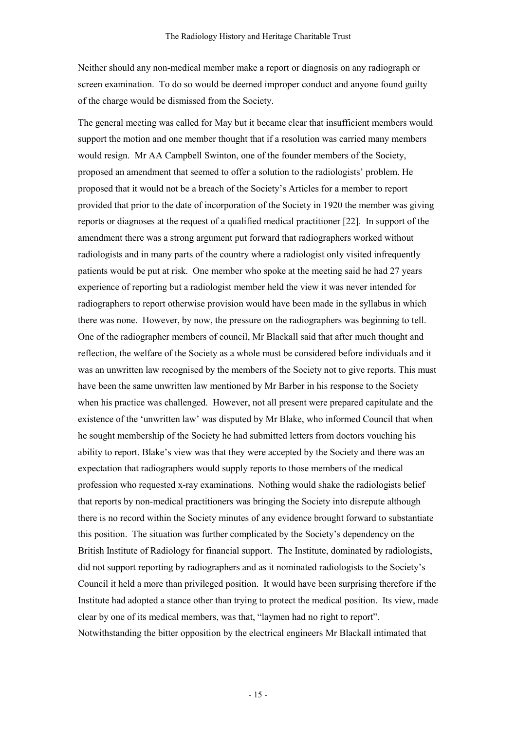Neither should any non-medical member make a report or diagnosis on any radiograph or screen examination. To do so would be deemed improper conduct and anyone found guilty of the charge would be dismissed from the Society.

The general meeting was called for May but it became clear that insufficient members would support the motion and one member thought that if a resolution was carried many members would resign. Mr AA Campbell Swinton, one of the founder members of the Society, proposed an amendment that seemed to offer a solution to the radiologists' problem. He proposed that it would not be a breach of the Society's Articles for a member to report provided that prior to the date of incorporation of the Society in 1920 the member was giving reports or diagnoses at the request of a qualified medical practitioner [22]. In support of the amendment there was a strong argument put forward that radiographers worked without radiologists and in many parts of the country where a radiologist only visited infrequently patients would be put at risk. One member who spoke at the meeting said he had 27 years experience of reporting but a radiologist member held the view it was never intended for radiographers to report otherwise provision would have been made in the syllabus in which there was none. However, by now, the pressure on the radiographers was beginning to tell. One of the radiographer members of council, Mr Blackall said that after much thought and reflection, the welfare of the Society as a whole must be considered before individuals and it was an unwritten law recognised by the members of the Society not to give reports. This must have been the same unwritten law mentioned by Mr Barber in his response to the Society when his practice was challenged. However, not all present were prepared capitulate and the existence of the 'unwritten law' was disputed by Mr Blake, who informed Council that when he sought membership of the Society he had submitted letters from doctors vouching his ability to report. Blake's view was that they were accepted by the Society and there was an expectation that radiographers would supply reports to those members of the medical profession who requested x-ray examinations. Nothing would shake the radiologists belief that reports by non-medical practitioners was bringing the Society into disrepute although there is no record within the Society minutes of any evidence brought forward to substantiate this position. The situation was further complicated by the Society's dependency on the British Institute of Radiology for financial support. The Institute, dominated by radiologists, did not support reporting by radiographers and as it nominated radiologists to the Society's Council it held a more than privileged position. It would have been surprising therefore if the Institute had adopted a stance other than trying to protect the medical position. Its view, made clear by one of its medical members, was that, "laymen had no right to report". Notwithstanding the bitter opposition by the electrical engineers Mr Blackall intimated that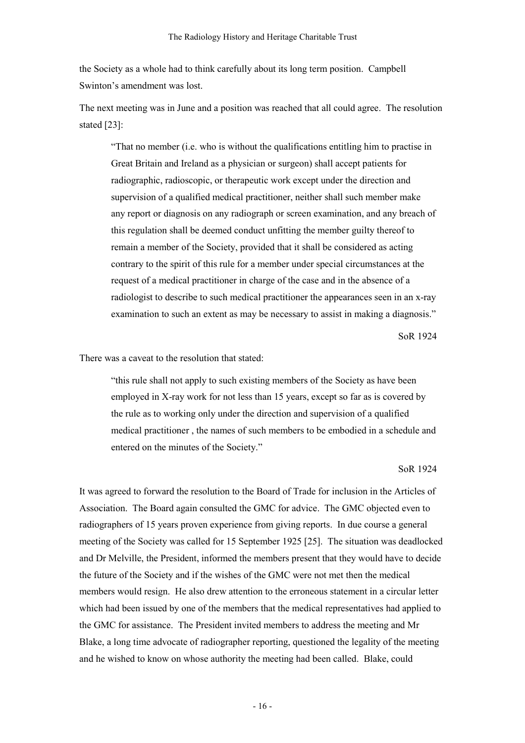the Society as a whole had to think carefully about its long term position. Campbell Swinton's amendment was lost.

The next meeting was in June and a position was reached that all could agree. The resolution stated [23]:

> "That no member (i.e. who is without the qualifications entitling him to practise in Great Britain and Ireland as a physician or surgeon) shall accept patients for radiographic, radioscopic, or therapeutic work except under the direction and supervision of a qualified medical practitioner, neither shall such member make any report or diagnosis on any radiograph or screen examination, and any breach of this regulation shall be deemed conduct unfitting the member guilty thereof to remain a member of the Society, provided that it shall be considered as acting contrary to the spirit of this rule for a member under special circumstances at the request of a medical practitioner in charge of the case and in the absence of a radiologist to describe to such medical practitioner the appearances seen in an x-ray examination to such an extent as may be necessary to assist in making a diagnosis."
>
> SoR 1924

There was a caveat to the resolution that stated:

> "this rule shall not apply to such existing members of the Society as have been employed in X-ray work for not less than 15 years, except so far as is covered by the rule as to working only under the direction and supervision of a qualified medical practitioner , the names of such members to be embodied in a schedule and entered on the minutes of the Society."
>
> SoR 1924

It was agreed to forward the resolution to the Board of Trade for inclusion in the Articles of Association. The Board again consulted the GMC for advice. The GMC objected even to radiographers of 15 years proven experience from giving reports. In due course a general meeting of the Society was called for 15 September 1925 [25]. The situation was deadlocked and Dr Melville, the President, informed the members present that they would have to decide the future of the Society and if the wishes of the GMC were not met then the medical members would resign. He also drew attention to the erroneous statement in a circular letter which had been issued by one of the members that the medical representatives had applied to the GMC for assistance. The President invited members to address the meeting and Mr Blake, a long time advocate of radiographer reporting, questioned the legality of the meeting and he wished to know on whose authority the meeting had been called. Blake, could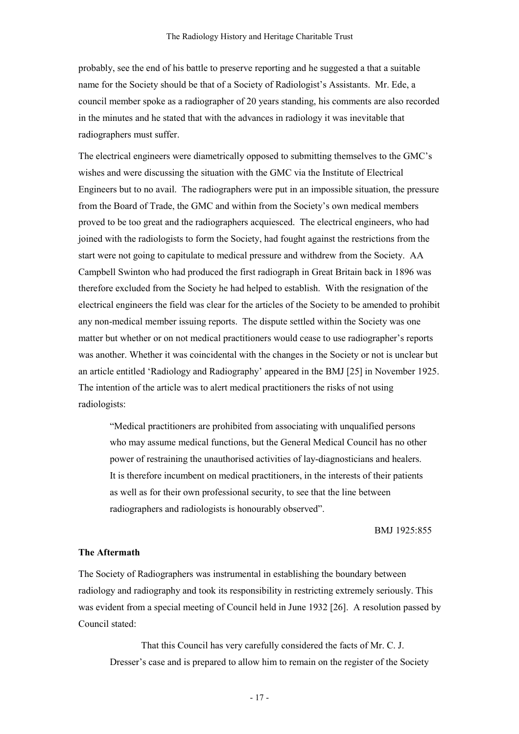probably, see the end of his battle to preserve reporting and he suggested a that a suitable name for the Society should be that of a Society of Radiologist's Assistants. Mr. Ede, a council member spoke as a radiographer of 20 years standing, his comments are also recorded in the minutes and he stated that with the advances in radiology it was inevitable that radiographers must suffer.

The electrical engineers were diametrically opposed to submitting themselves to the GMC's wishes and were discussing the situation with the GMC via the Institute of Electrical Engineers but to no avail. The radiographers were put in an impossible situation, the pressure from the Board of Trade, the GMC and within from the Society's own medical members proved to be too great and the radiographers acquiesced. The electrical engineers, who had joined with the radiologists to form the Society, had fought against the restrictions from the start were not going to capitulate to medical pressure and withdrew from the Society. AA Campbell Swinton who had produced the first radiograph in Great Britain back in 1896 was therefore excluded from the Society he had helped to establish. With the resignation of the electrical engineers the field was clear for the articles of the Society to be amended to prohibit any non-medical member issuing reports. The dispute settled within the Society was one matter but whether or on not medical practitioners would cease to use radiographer's reports was another. Whether it was coincidental with the changes in the Society or not is unclear but an article entitled 'Radiology and Radiography' appeared in the BMJ [25] in November 1925. The intention of the article was to alert medical practitioners the risks of not using radiologists:

> "Medical practitioners are prohibited from associating with unqualified persons who may assume medical functions, but the General Medical Council has no other power of restraining the unauthorised activities of lay-diagnosticians and healers. It is therefore incumbent on medical practitioners, in the interests of their patients as well as for their own professional security, to see that the line between radiographers and radiologists is honourably observed".
>
> BMJ 1925:855

**The Aftermath**

The Society of Radiographers was instrumental in establishing the boundary between radiology and radiography and took its responsibility in restricting extremely seriously. This was evident from a special meeting of Council held in June 1932 [26]. A resolution passed by Council stated:

> That this Council has very carefully considered the facts of Mr. C. J. Dresser's case and is prepared to allow him to remain on the register of the Society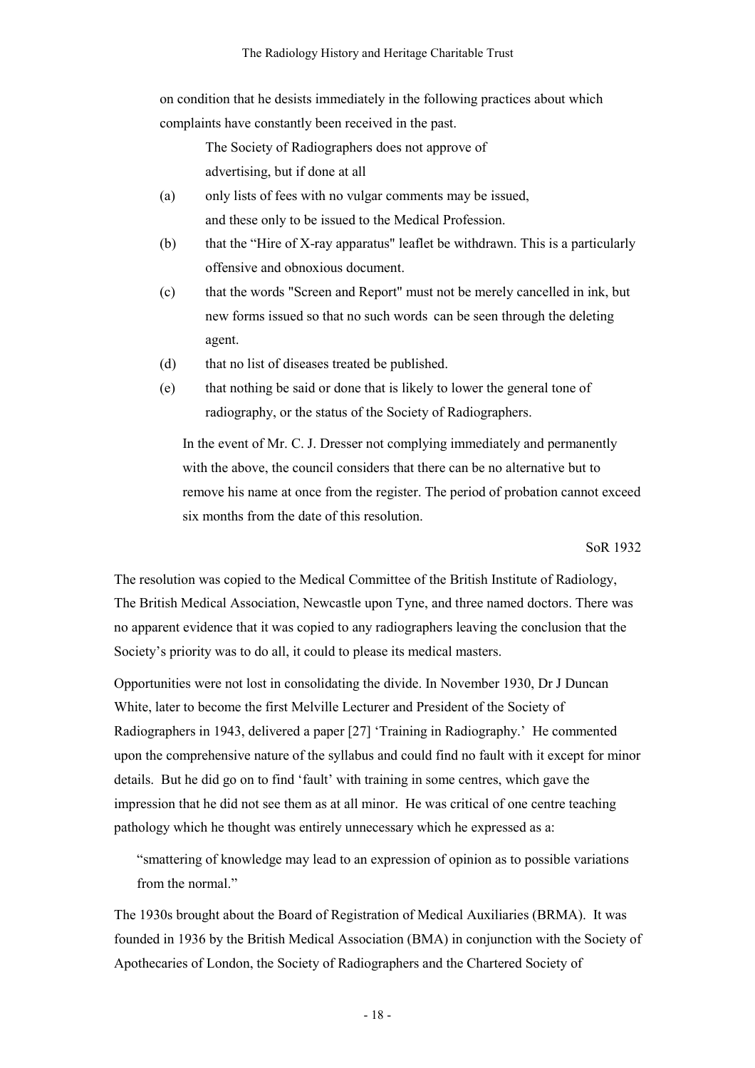on condition that he desists immediately in the following practices about which complaints have constantly been received in the past.

> The Society of Radiographers does not approve of advertising, but if done at all
>
> (a) only lists of fees with no vulgar comments may be issued, and these only to be issued to the Medical Profession.
>
> (b) that the "Hire of X-ray apparatus" leaflet be withdrawn. This is a particularly offensive and obnoxious document.
>
> (c) that the words "Screen and Report" must not be merely cancelled in ink, but new forms issued so that no such words can be seen through the deleting agent.
>
> (d) that no list of diseases treated be published.
>
> (e) that nothing be said or done that is likely to lower the general tone of radiography, or the status of the Society of Radiographers.
>
> In the event of Mr. C. J. Dresser not complying immediately and permanently with the above, the council considers that there can be no alternative but to remove his name at once from the register. The period of probation cannot exceed six months from the date of this resolution.
>
> SoR 1932

The resolution was copied to the Medical Committee of the British Institute of Radiology, The British Medical Association, Newcastle upon Tyne, and three named doctors. There was no apparent evidence that it was copied to any radiographers leaving the conclusion that the Society's priority was to do all, it could to please its medical masters.

Opportunities were not lost in consolidating the divide. In November 1930, Dr J Duncan White, later to become the first Melville Lecturer and President of the Society of Radiographers in 1943, delivered a paper [27] 'Training in Radiography.' He commented upon the comprehensive nature of the syllabus and could find no fault with it except for minor details. But he did go on to find 'fault' with training in some centres, which gave the impression that he did not see them as at all minor. He was critical of one centre teaching pathology which he thought was entirely unnecessary which he expressed as a:

> "smattering of knowledge may lead to an expression of opinion as to possible variations from the normal."

The 1930s brought about the Board of Registration of Medical Auxiliaries (BRMA). It was founded in 1936 by the British Medical Association (BMA) in conjunction with the Society of Apothecaries of London, the Society of Radiographers and the Chartered Society of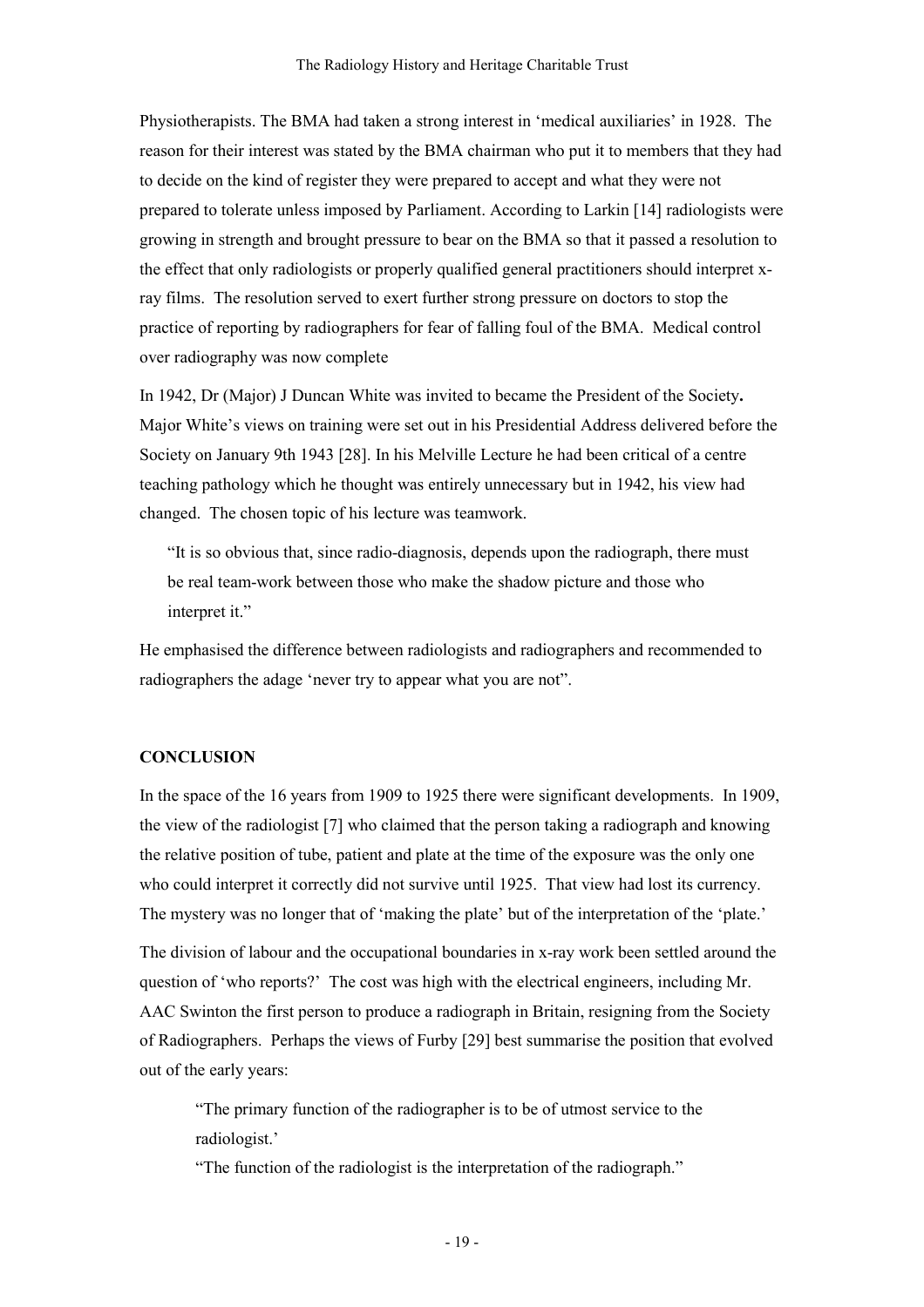Physiotherapists. The BMA had taken a strong interest in 'medical auxiliaries' in 1928. The reason for their interest was stated by the BMA chairman who put it to members that they had to decide on the kind of register they were prepared to accept and what they were not prepared to tolerate unless imposed by Parliament. According to Larkin [14] radiologists were growing in strength and brought pressure to bear on the BMA so that it passed a resolution to the effect that only radiologists or properly qualified general practitioners should interpret x-ray films. The resolution served to exert further strong pressure on doctors to stop the practice of reporting by radiographers for fear of falling foul of the BMA. Medical control over radiography was now complete

In 1942, Dr (Major) J Duncan White was invited to became the President of the Society**.** Major White's views on training were set out in his Presidential Address delivered before the Society on January 9th 1943 [28]. In his Melville Lecture he had been critical of a centre teaching pathology which he thought was entirely unnecessary but in 1942, his view had changed. The chosen topic of his lecture was teamwork.

> "It is so obvious that, since radio-diagnosis, depends upon the radiograph, there must be real team-work between those who make the shadow picture and those who interpret it."

He emphasised the difference between radiologists and radiographers and recommended to radiographers the adage 'never try to appear what you are not".

## CONCLUSION

In the space of the 16 years from 1909 to 1925 there were significant developments. In 1909, the view of the radiologist [7] who claimed that the person taking a radiograph and knowing the relative position of tube, patient and plate at the time of the exposure was the only one who could interpret it correctly did not survive until 1925. That view had lost its currency. The mystery was no longer that of 'making the plate' but of the interpretation of the 'plate.'

The division of labour and the occupational boundaries in x-ray work been settled around the question of 'who reports?' The cost was high with the electrical engineers, including Mr. AAC Swinton the first person to produce a radiograph in Britain, resigning from the Society of Radiographers. Perhaps the views of Furby [29] best summarise the position that evolved out of the early years:

> "The primary function of the radiographer is to be of utmost service to the radiologist.'
>
> "The function of the radiologist is the interpretation of the radiograph."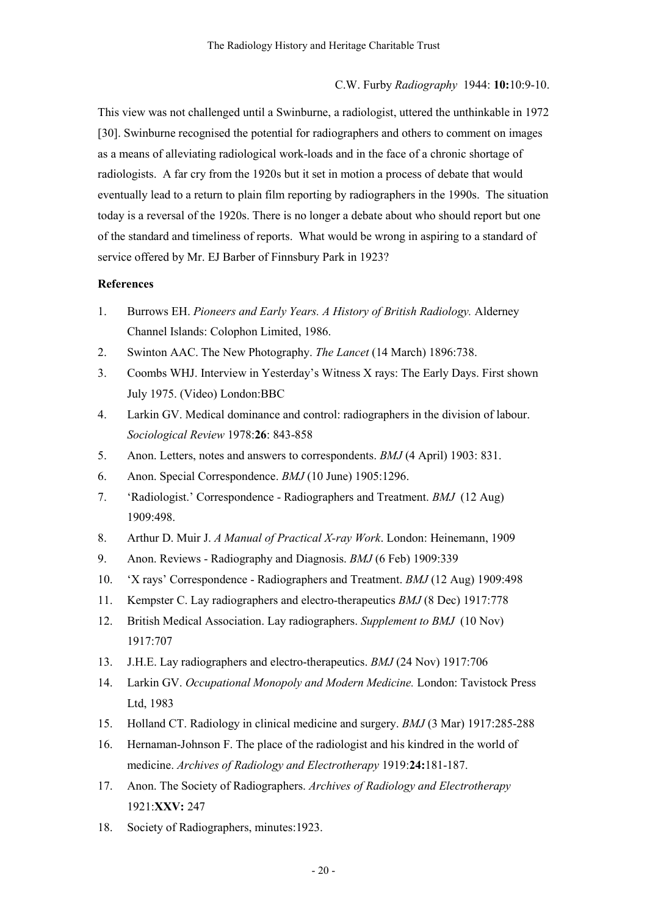C.W. Furby *Radiography* 1944: **10:**10:9-10.

This view was not challenged until a Swinburne, a radiologist, uttered the unthinkable in 1972 [30]. Swinburne recognised the potential for radiographers and others to comment on images as a means of alleviating radiological work-loads and in the face of a chronic shortage of radiologists. A far cry from the 1920s but it set in motion a process of debate that would eventually lead to a return to plain film reporting by radiographers in the 1990s. The situation today is a reversal of the 1920s. There is no longer a debate about who should report but one of the standard and timeliness of reports. What would be wrong in aspiring to a standard of service offered by Mr. EJ Barber of Finnsbury Park in 1923?

**References**

1. Burrows EH. *Pioneers and Early Years. A History of British Radiology.* Alderney Channel Islands: Colophon Limited, 1986.
2. Swinton AAC. The New Photography. *The Lancet* (14 March) 1896:738.
3. Coombs WHJ. Interview in Yesterday's Witness X rays: The Early Days. First shown July 1975. (Video) London:BBC
4. Larkin GV. Medical dominance and control: radiographers in the division of labour. *Sociological Review* 1978:**26**: 843-858
5. Anon. Letters, notes and answers to correspondents. *BMJ* (4 April) 1903: 831.
6. Anon. Special Correspondence. *BMJ* (10 June) 1905:1296.
7. 'Radiologist.' Correspondence - Radiographers and Treatment. *BMJ* (12 Aug) 1909:498.
8. Arthur D. Muir J. *A Manual of Practical X-ray Work*. London: Heinemann, 1909
9. Anon. Reviews - Radiography and Diagnosis. *BMJ* (6 Feb) 1909:339
10. 'X rays' Correspondence - Radiographers and Treatment. *BMJ* (12 Aug) 1909:498
11. Kempster C. Lay radiographers and electro-therapeutics *BMJ* (8 Dec) 1917:778
12. British Medical Association. Lay radiographers. *Supplement to BMJ* (10 Nov) 1917:707
13. J.H.E. Lay radiographers and electro-therapeutics. *BMJ* (24 Nov) 1917:706
14. Larkin GV. *Occupational Monopoly and Modern Medicine.* London: Tavistock Press Ltd, 1983
15. Holland CT. Radiology in clinical medicine and surgery. *BMJ* (3 Mar) 1917:285-288
16. Hernaman-Johnson F. The place of the radiologist and his kindred in the world of medicine. *Archives of Radiology and Electrotherapy* 1919:**24:**181-187.
17. Anon. The Society of Radiographers. *Archives of Radiology and Electrotherapy* 1921:**XXV:** 247
18. Society of Radiographers, minutes:1923.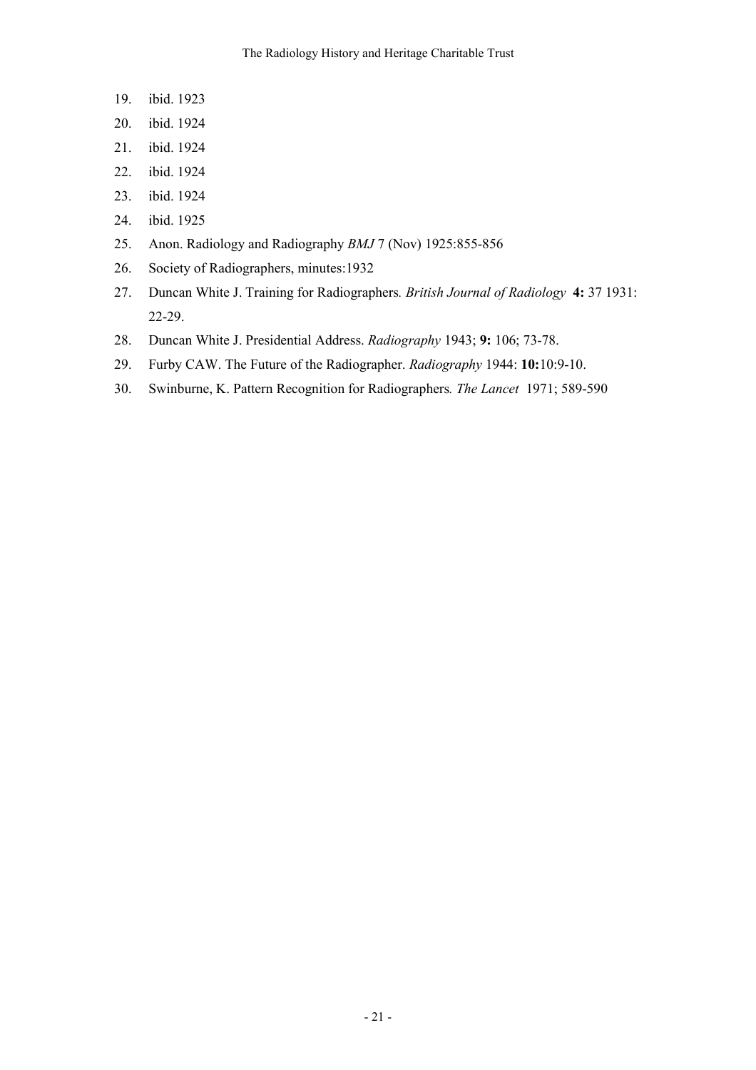19. ibid. 1923
20. ibid. 1924
21. ibid. 1924
22. ibid. 1924
23. ibid. 1924
24. ibid. 1925
25. Anon. Radiology and Radiography *BMJ* 7 (Nov) 1925:855-856
26. Society of Radiographers, minutes:1932
27. Duncan White J. Training for Radiographers*. British Journal of Radiology* **4:** 37 1931: 22-29.
28. Duncan White J. Presidential Address. *Radiography* 1943; **9:** 106; 73-78.
29. Furby CAW. The Future of the Radiographer. *Radiography* 1944: **10:**10:9-10.
30. Swinburne, K. Pattern Recognition for Radiographers*. The Lancet* 1971; 589-590